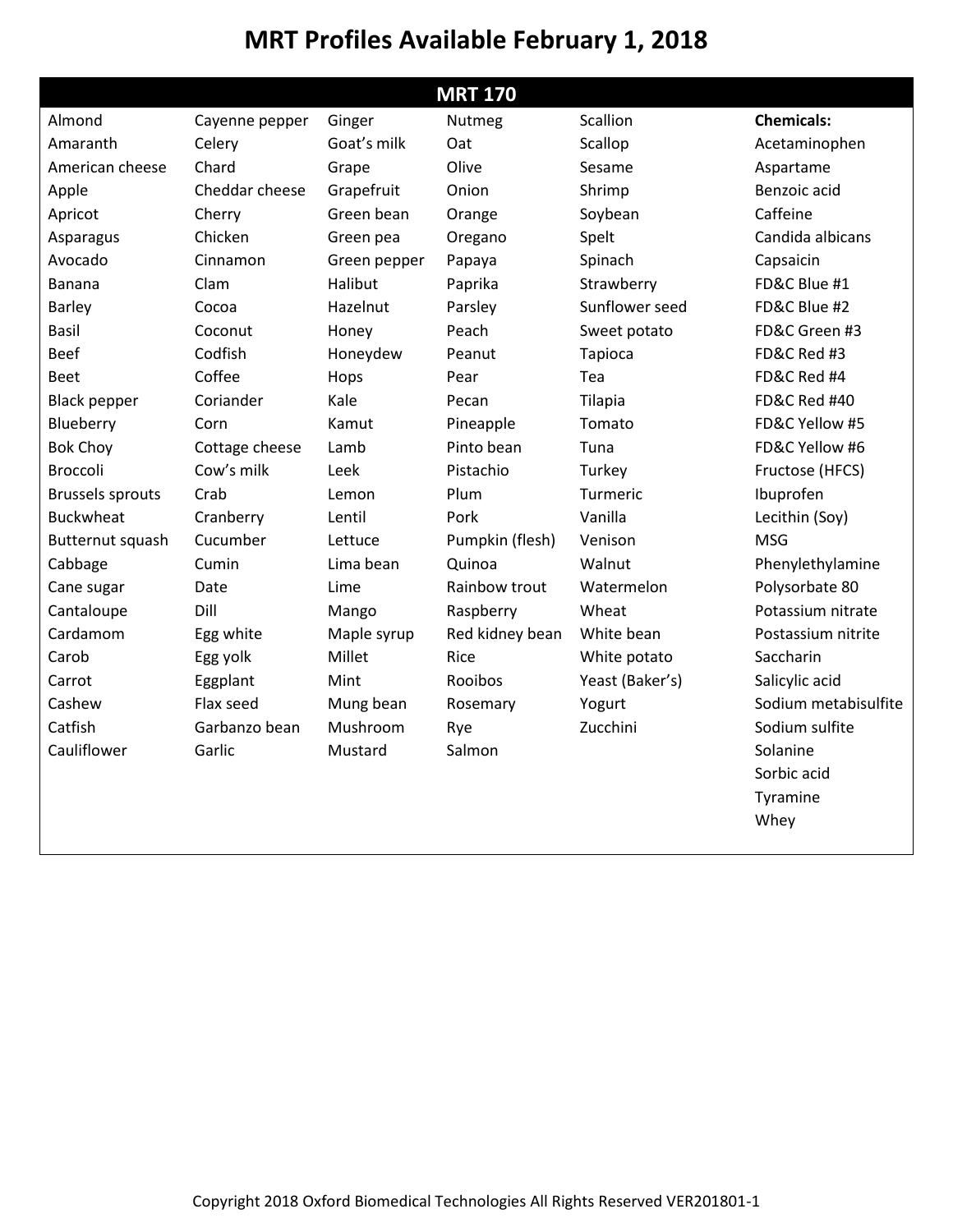# MRT Profiles Available February 1, 2018

| MRT 170 | | | | | |
|---|---|---|---|---|---|
| Almond | Cayenne pepper | Ginger | Nutmeg | Scallion | **Chemicals:** |
| Amaranth | Celery | Goat's milk | Oat | Scallop | Acetaminophen |
| American cheese | Chard | Grape | Olive | Sesame | Aspartame |
| Apple | Cheddar cheese | Grapefruit | Onion | Shrimp | Benzoic acid |
| Apricot | Cherry | Green bean | Orange | Soybean | Caffeine |
| Asparagus | Chicken | Green pea | Oregano | Spelt | Candida albicans |
| Avocado | Cinnamon | Green pepper | Papaya | Spinach | Capsaicin |
| Banana | Clam | Halibut | Paprika | Strawberry | FD&C Blue #1 |
| Barley | Cocoa | Hazelnut | Parsley | Sunflower seed | FD&C Blue #2 |
| Basil | Coconut | Honey | Peach | Sweet potato | FD&C Green #3 |
| Beef | Codfish | Honeydew | Peanut | Tapioca | FD&C Red #3 |
| Beet | Coffee | Hops | Pear | Tea | FD&C Red #4 |
| Black pepper | Coriander | Kale | Pecan | Tilapia | FD&C Red #40 |
| Blueberry | Corn | Kamut | Pineapple | Tomato | FD&C Yellow #5 |
| Bok Choy | Cottage cheese | Lamb | Pinto bean | Tuna | FD&C Yellow #6 |
| Broccoli | Cow's milk | Leek | Pistachio | Turkey | Fructose (HFCS) |
| Brussels sprouts | Crab | Lemon | Plum | Turmeric | Ibuprofen |
| Buckwheat | Cranberry | Lentil | Pork | Vanilla | Lecithin (Soy) |
| Butternut squash | Cucumber | Lettuce | Pumpkin (flesh) | Venison | MSG |
| Cabbage | Cumin | Lima bean | Quinoa | Walnut | Phenylethylamine |
| Cane sugar | Date | Lime | Rainbow trout | Watermelon | Polysorbate 80 |
| Cantaloupe | Dill | Mango | Raspberry | Wheat | Potassium nitrate |
| Cardamom | Egg white | Maple syrup | Red kidney bean | White bean | Postassium nitrite |
| Carob | Egg yolk | Millet | Rice | White potato | Saccharin |
| Carrot | Eggplant | Mint | Rooibos | Yeast (Baker's) | Salicylic acid |
| Cashew | Flax seed | Mung bean | Rosemary | Yogurt | Sodium metabisulfite |
| Catfish | Garbanzo bean | Mushroom | Rye | Zucchini | Sodium sulfite |
| Cauliflower | Garlic | Mustard | Salmon | | Solanine |
| | | | | | Sorbic acid |
| | | | | | Tyramine |
| | | | | | Whey |

Copyright 2018 Oxford Biomedical Technologies All Rights Reserved VER201801-1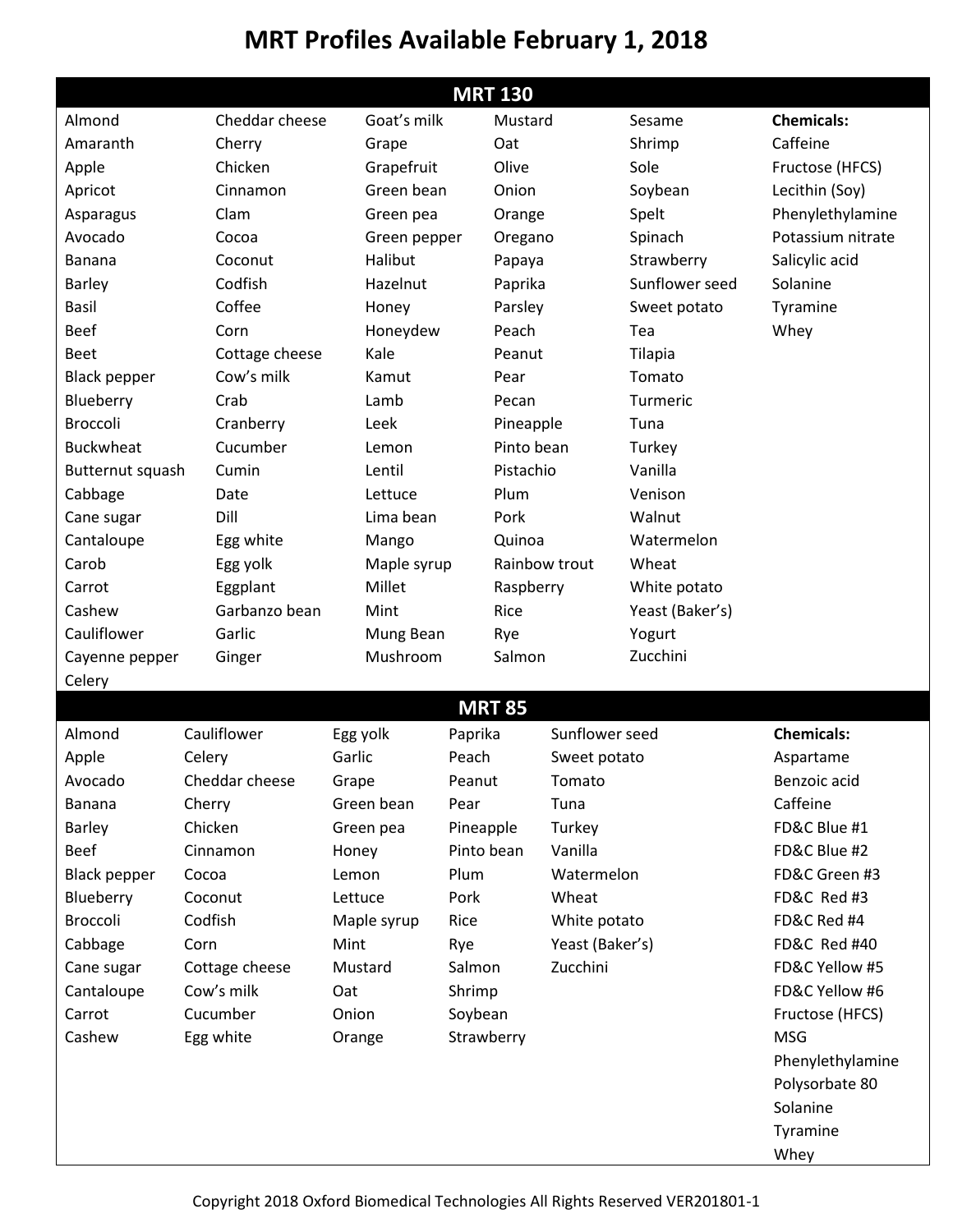# MRT Profiles Available February 1, 2018

## MRT 130

| | | | | | |
|---|---|---|---|---|---|
| Almond | Cheddar cheese | Goat's milk | Mustard | Sesame | **Chemicals:** |
| Amaranth | Cherry | Grape | Oat | Shrimp | Caffeine |
| Apple | Chicken | Grapefruit | Olive | Sole | Fructose (HFCS) |
| Apricot | Cinnamon | Green bean | Onion | Soybean | Lecithin (Soy) |
| Asparagus | Clam | Green pea | Orange | Spelt | Phenylethylamine |
| Avocado | Cocoa | Green pepper | Oregano | Spinach | Potassium nitrate |
| Banana | Coconut | Halibut | Papaya | Strawberry | Salicylic acid |
| Barley | Codfish | Hazelnut | Paprika | Sunflower seed | Solanine |
| Basil | Coffee | Honey | Parsley | Sweet potato | Tyramine |
| Beef | Corn | Honeydew | Peach | Tea | Whey |
| Beet | Cottage cheese | Kale | Peanut | Tilapia | |
| Black pepper | Cow's milk | Kamut | Pear | Tomato | |
| Blueberry | Crab | Lamb | Pecan | Turmeric | |
| Broccoli | Cranberry | Leek | Pineapple | Tuna | |
| Buckwheat | Cucumber | Lemon | Pinto bean | Turkey | |
| Butternut squash | Cumin | Lentil | Pistachio | Vanilla | |
| Cabbage | Date | Lettuce | Plum | Venison | |
| Cane sugar | Dill | Lima bean | Pork | Walnut | |
| Cantaloupe | Egg white | Mango | Quinoa | Watermelon | |
| Carob | Egg yolk | Maple syrup | Rainbow trout | Wheat | |
| Carrot | Eggplant | Millet | Raspberry | White potato | |
| Cashew | Garbanzo bean | Mint | Rice | Yeast (Baker's) | |
| Cauliflower | Garlic | Mung Bean | Rye | Yogurt | |
| Cayenne pepper | Ginger | Mushroom | Salmon | Zucchini | |
| Celery | | | | | |

## MRT 85

| | | | | | |
|---|---|---|---|---|---|
| Almond | Cauliflower | Egg yolk | Paprika | Sunflower seed | **Chemicals:** |
| Apple | Celery | Garlic | Peach | Sweet potato | Aspartame |
| Avocado | Cheddar cheese | Grape | Peanut | Tomato | Benzoic acid |
| Banana | Cherry | Green bean | Pear | Tuna | Caffeine |
| Barley | Chicken | Green pea | Pineapple | Turkey | FD&C Blue #1 |
| Beef | Cinnamon | Honey | Pinto bean | Vanilla | FD&C Blue #2 |
| Black pepper | Cocoa | Lemon | Plum | Watermelon | FD&C Green #3 |
| Blueberry | Coconut | Lettuce | Pork | Wheat | FD&C Red #3 |
| Broccoli | Codfish | Maple syrup | Rice | White potato | FD&C Red #4 |
| Cabbage | Corn | Mint | Rye | Yeast (Baker's) | FD&C Red #40 |
| Cane sugar | Cottage cheese | Mustard | Salmon | Zucchini | FD&C Yellow #5 |
| Cantaloupe | Cow's milk | Oat | Shrimp | | FD&C Yellow #6 |
| Carrot | Cucumber | Onion | Soybean | | Fructose (HFCS) |
| Cashew | Egg white | Orange | Strawberry | | MSG |
| | | | | | Phenylethylamine |
| | | | | | Polysorbate 80 |
| | | | | | Solanine |
| | | | | | Tyramine |
| | | | | | Whey |

Copyright 2018 Oxford Biomedical Technologies All Rights Reserved VER201801-1